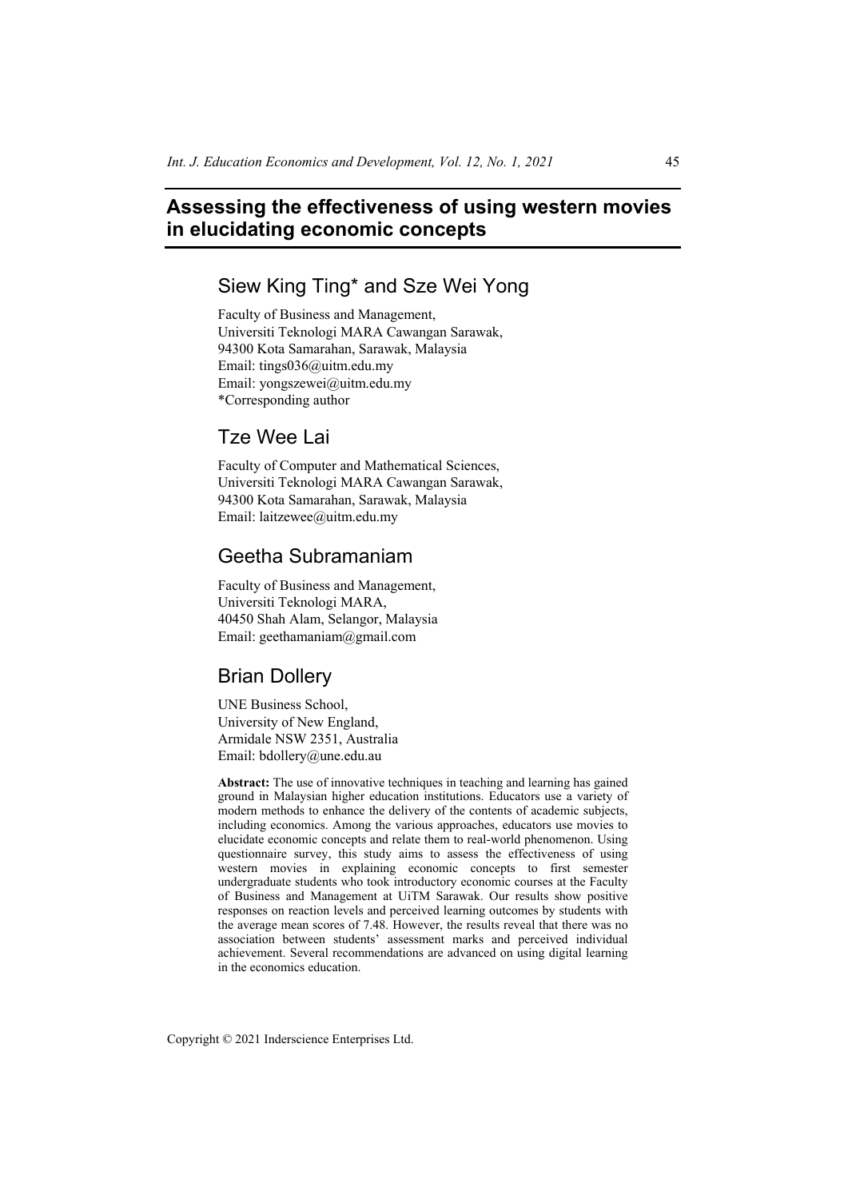# Assessing the effectiveness of using western movies in elucidating economic concepts

## Siew King Ting* and Sze Wei Yong

Faculty of Business and Management,
Universiti Teknologi MARA Cawangan Sarawak,
94300 Kota Samarahan, Sarawak, Malaysia
Email: tings036@uitm.edu.my
Email: yongszewei@uitm.edu.my
*Corresponding author

## Tze Wee Lai

Faculty of Computer and Mathematical Sciences,
Universiti Teknologi MARA Cawangan Sarawak,
94300 Kota Samarahan, Sarawak, Malaysia
Email: laitzewee@uitm.edu.my

## Geetha Subramaniam

Faculty of Business and Management,
Universiti Teknologi MARA,
40450 Shah Alam, Selangor, Malaysia
Email: geethamaniam@gmail.com

## Brian Dollery

UNE Business School,
University of New England,
Armidale NSW 2351, Australia
Email: bdollery@une.edu.au

**Abstract:** The use of innovative techniques in teaching and learning has gained ground in Malaysian higher education institutions. Educators use a variety of modern methods to enhance the delivery of the contents of academic subjects, including economics. Among the various approaches, educators use movies to elucidate economic concepts and relate them to real-world phenomenon. Using questionnaire survey, this study aims to assess the effectiveness of using western movies in explaining economic concepts to first semester undergraduate students who took introductory economic courses at the Faculty of Business and Management at UiTM Sarawak. Our results show positive responses on reaction levels and perceived learning outcomes by students with the average mean scores of 7.48. However, the results reveal that there was no association between students' assessment marks and perceived individual achievement. Several recommendations are advanced on using digital learning in the economics education.

Copyright © 2021 Inderscience Enterprises Ltd.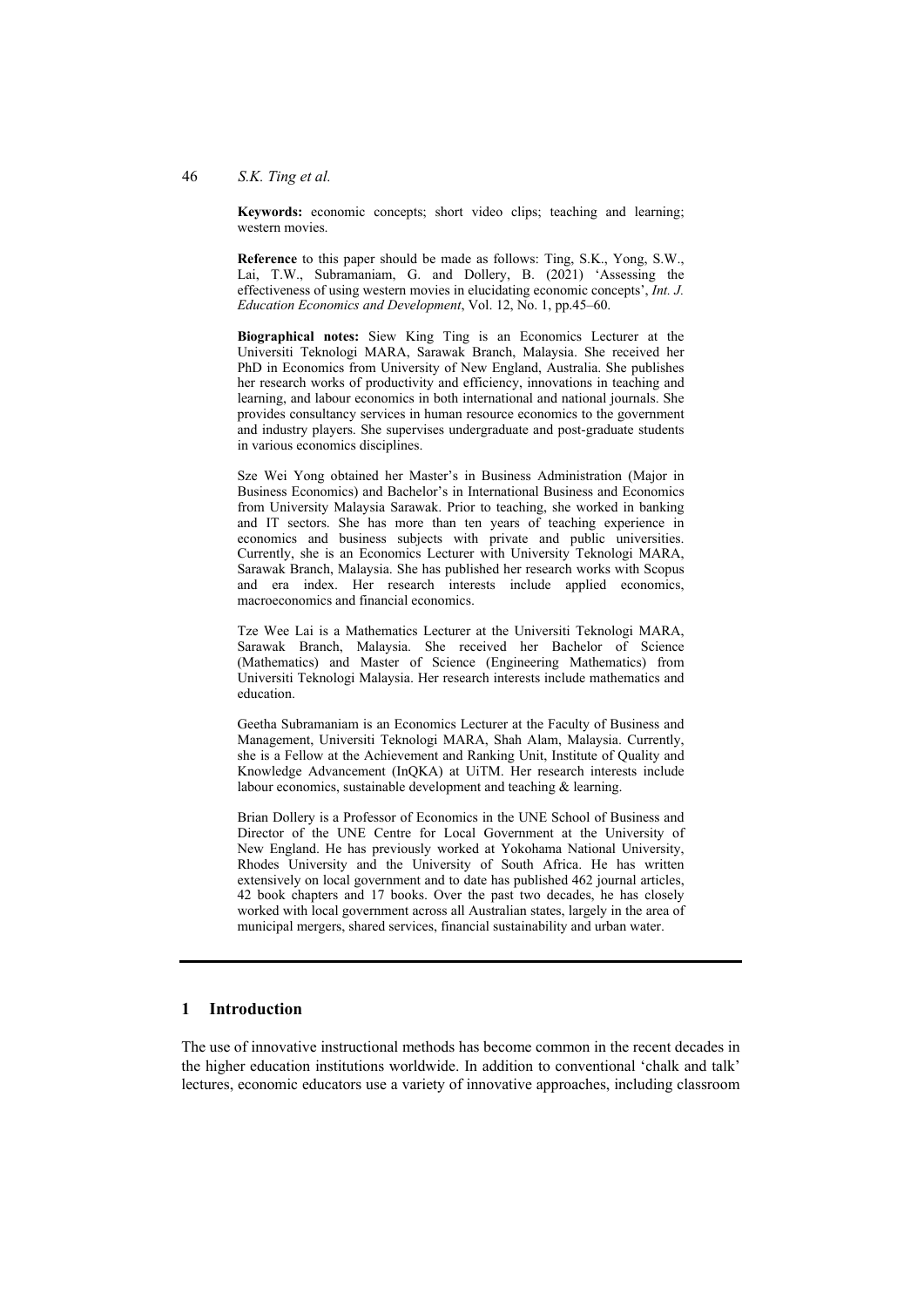**Keywords:** economic concepts; short video clips; teaching and learning; western movies.

**Reference** to this paper should be made as follows: Ting, S.K., Yong, S.W., Lai, T.W., Subramaniam, G. and Dollery, B. (2021) 'Assessing the effectiveness of using western movies in elucidating economic concepts', *Int. J. Education Economics and Development*, Vol. 12, No. 1, pp.45–60.

**Biographical notes:** Siew King Ting is an Economics Lecturer at the Universiti Teknologi MARA, Sarawak Branch, Malaysia. She received her PhD in Economics from University of New England, Australia. She publishes her research works of productivity and efficiency, innovations in teaching and learning, and labour economics in both international and national journals. She provides consultancy services in human resource economics to the government and industry players. She supervises undergraduate and post-graduate students in various economics disciplines.

Sze Wei Yong obtained her Master's in Business Administration (Major in Business Economics) and Bachelor's in International Business and Economics from University Malaysia Sarawak. Prior to teaching, she worked in banking and IT sectors. She has more than ten years of teaching experience in economics and business subjects with private and public universities. Currently, she is an Economics Lecturer with University Teknologi MARA, Sarawak Branch, Malaysia. She has published her research works with Scopus and era index. Her research interests include applied economics, macroeconomics and financial economics.

Tze Wee Lai is a Mathematics Lecturer at the Universiti Teknologi MARA, Sarawak Branch, Malaysia. She received her Bachelor of Science (Mathematics) and Master of Science (Engineering Mathematics) from Universiti Teknologi Malaysia. Her research interests include mathematics and education.

Geetha Subramaniam is an Economics Lecturer at the Faculty of Business and Management, Universiti Teknologi MARA, Shah Alam, Malaysia. Currently, she is a Fellow at the Achievement and Ranking Unit, Institute of Quality and Knowledge Advancement (InQKA) at UiTM. Her research interests include labour economics, sustainable development and teaching & learning.

Brian Dollery is a Professor of Economics in the UNE School of Business and Director of the UNE Centre for Local Government at the University of New England. He has previously worked at Yokohama National University, Rhodes University and the University of South Africa. He has written extensively on local government and to date has published 462 journal articles, 42 book chapters and 17 books. Over the past two decades, he has closely worked with local government across all Australian states, largely in the area of municipal mergers, shared services, financial sustainability and urban water.

## 1 Introduction

The use of innovative instructional methods has become common in the recent decades in the higher education institutions worldwide. In addition to conventional 'chalk and talk' lectures, economic educators use a variety of innovative approaches, including classroom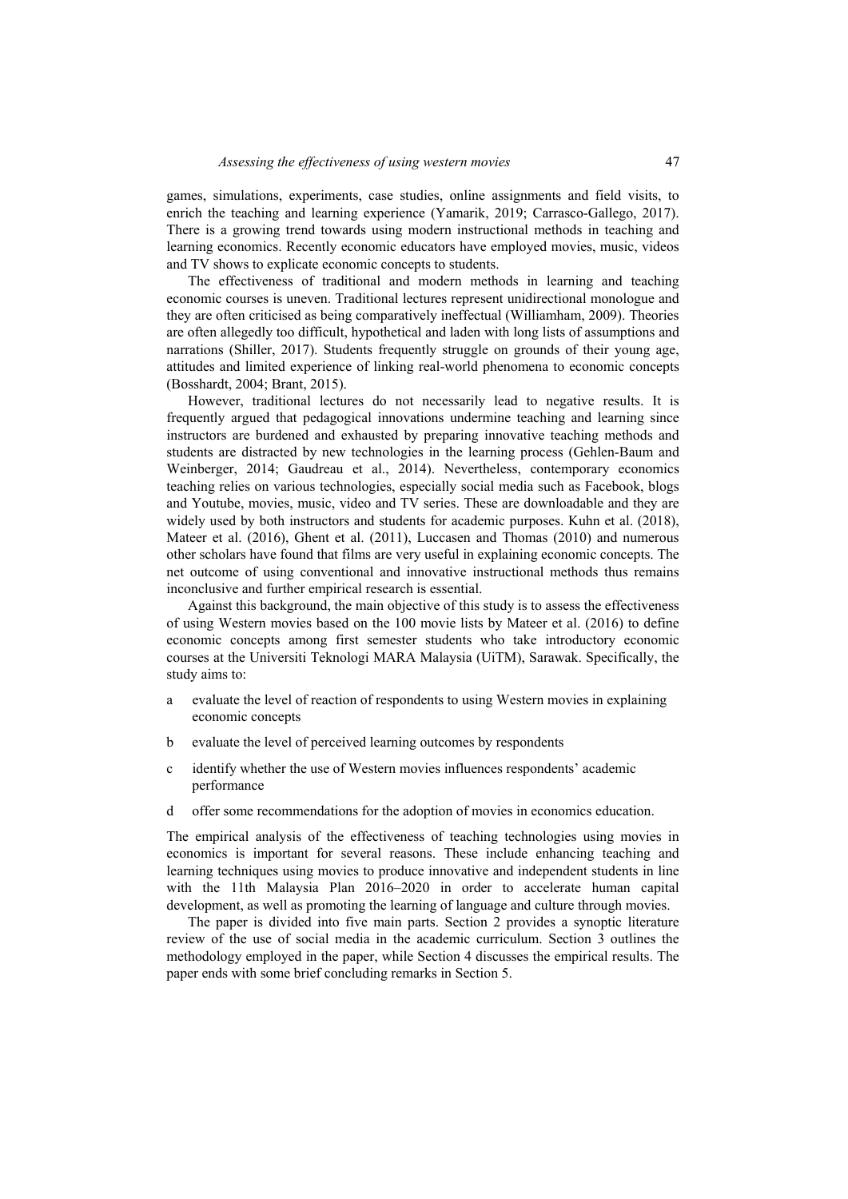games, simulations, experiments, case studies, online assignments and field visits, to enrich the teaching and learning experience (Yamarik, 2019; Carrasco-Gallego, 2017). There is a growing trend towards using modern instructional methods in teaching and learning economics. Recently economic educators have employed movies, music, videos and TV shows to explicate economic concepts to students.

The effectiveness of traditional and modern methods in learning and teaching economic courses is uneven. Traditional lectures represent unidirectional monologue and they are often criticised as being comparatively ineffectual (Williamham, 2009). Theories are often allegedly too difficult, hypothetical and laden with long lists of assumptions and narrations (Shiller, 2017). Students frequently struggle on grounds of their young age, attitudes and limited experience of linking real-world phenomena to economic concepts (Bosshardt, 2004; Brant, 2015).

However, traditional lectures do not necessarily lead to negative results. It is frequently argued that pedagogical innovations undermine teaching and learning since instructors are burdened and exhausted by preparing innovative teaching methods and students are distracted by new technologies in the learning process (Gehlen-Baum and Weinberger, 2014; Gaudreau et al., 2014). Nevertheless, contemporary economics teaching relies on various technologies, especially social media such as Facebook, blogs and Youtube, movies, music, video and TV series. These are downloadable and they are widely used by both instructors and students for academic purposes. Kuhn et al. (2018), Mateer et al. (2016), Ghent et al. (2011), Luccasen and Thomas (2010) and numerous other scholars have found that films are very useful in explaining economic concepts. The net outcome of using conventional and innovative instructional methods thus remains inconclusive and further empirical research is essential.

Against this background, the main objective of this study is to assess the effectiveness of using Western movies based on the 100 movie lists by Mateer et al. (2016) to define economic concepts among first semester students who take introductory economic courses at the Universiti Teknologi MARA Malaysia (UiTM), Sarawak. Specifically, the study aims to:

a evaluate the level of reaction of respondents to using Western movies in explaining economic concepts

b evaluate the level of perceived learning outcomes by respondents

c identify whether the use of Western movies influences respondents' academic performance

d offer some recommendations for the adoption of movies in economics education.

The empirical analysis of the effectiveness of teaching technologies using movies in economics is important for several reasons. These include enhancing teaching and learning techniques using movies to produce innovative and independent students in line with the 11th Malaysia Plan 2016–2020 in order to accelerate human capital development, as well as promoting the learning of language and culture through movies.

The paper is divided into five main parts. Section 2 provides a synoptic literature review of the use of social media in the academic curriculum. Section 3 outlines the methodology employed in the paper, while Section 4 discusses the empirical results. The paper ends with some brief concluding remarks in Section 5.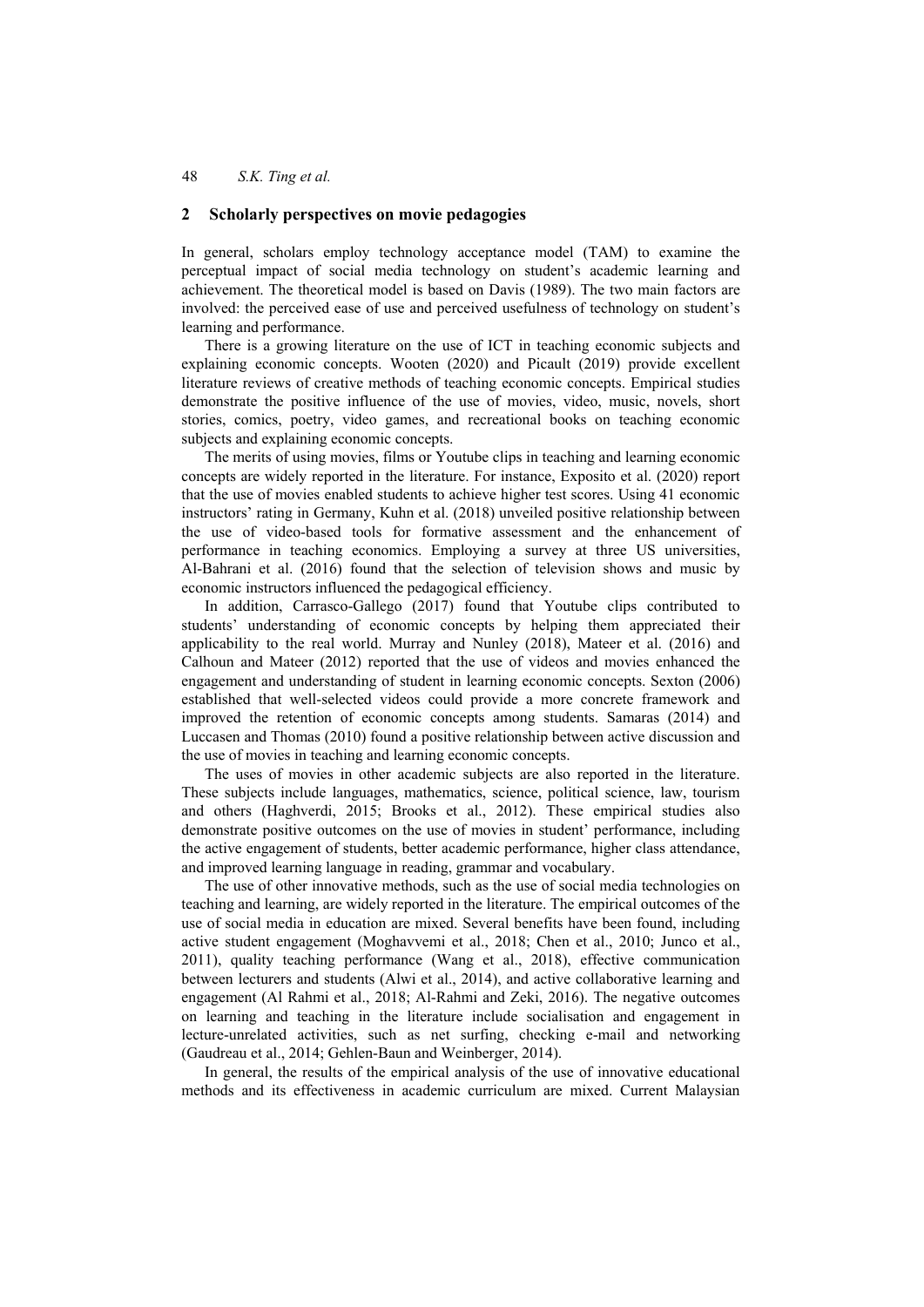## 2 Scholarly perspectives on movie pedagogies

In general, scholars employ technology acceptance model (TAM) to examine the perceptual impact of social media technology on student's academic learning and achievement. The theoretical model is based on Davis (1989). The two main factors are involved: the perceived ease of use and perceived usefulness of technology on student's learning and performance.

There is a growing literature on the use of ICT in teaching economic subjects and explaining economic concepts. Wooten (2020) and Picault (2019) provide excellent literature reviews of creative methods of teaching economic concepts. Empirical studies demonstrate the positive influence of the use of movies, video, music, novels, short stories, comics, poetry, video games, and recreational books on teaching economic subjects and explaining economic concepts.

The merits of using movies, films or Youtube clips in teaching and learning economic concepts are widely reported in the literature. For instance, Exposito et al. (2020) report that the use of movies enabled students to achieve higher test scores. Using 41 economic instructors' rating in Germany, Kuhn et al. (2018) unveiled positive relationship between the use of video-based tools for formative assessment and the enhancement of performance in teaching economics. Employing a survey at three US universities, Al-Bahrani et al. (2016) found that the selection of television shows and music by economic instructors influenced the pedagogical efficiency.

In addition, Carrasco-Gallego (2017) found that Youtube clips contributed to students' understanding of economic concepts by helping them appreciated their applicability to the real world. Murray and Nunley (2018), Mateer et al. (2016) and Calhoun and Mateer (2012) reported that the use of videos and movies enhanced the engagement and understanding of student in learning economic concepts. Sexton (2006) established that well-selected videos could provide a more concrete framework and improved the retention of economic concepts among students. Samaras (2014) and Luccasen and Thomas (2010) found a positive relationship between active discussion and the use of movies in teaching and learning economic concepts.

The uses of movies in other academic subjects are also reported in the literature. These subjects include languages, mathematics, science, political science, law, tourism and others (Haghverdi, 2015; Brooks et al., 2012). These empirical studies also demonstrate positive outcomes on the use of movies in student' performance, including the active engagement of students, better academic performance, higher class attendance, and improved learning language in reading, grammar and vocabulary.

The use of other innovative methods, such as the use of social media technologies on teaching and learning, are widely reported in the literature. The empirical outcomes of the use of social media in education are mixed. Several benefits have been found, including active student engagement (Moghavvemi et al., 2018; Chen et al., 2010; Junco et al., 2011), quality teaching performance (Wang et al., 2018), effective communication between lecturers and students (Alwi et al., 2014), and active collaborative learning and engagement (Al Rahmi et al., 2018; Al-Rahmi and Zeki, 2016). The negative outcomes on learning and teaching in the literature include socialisation and engagement in lecture-unrelated activities, such as net surfing, checking e-mail and networking (Gaudreau et al., 2014; Gehlen-Baun and Weinberger, 2014).

In general, the results of the empirical analysis of the use of innovative educational methods and its effectiveness in academic curriculum are mixed. Current Malaysian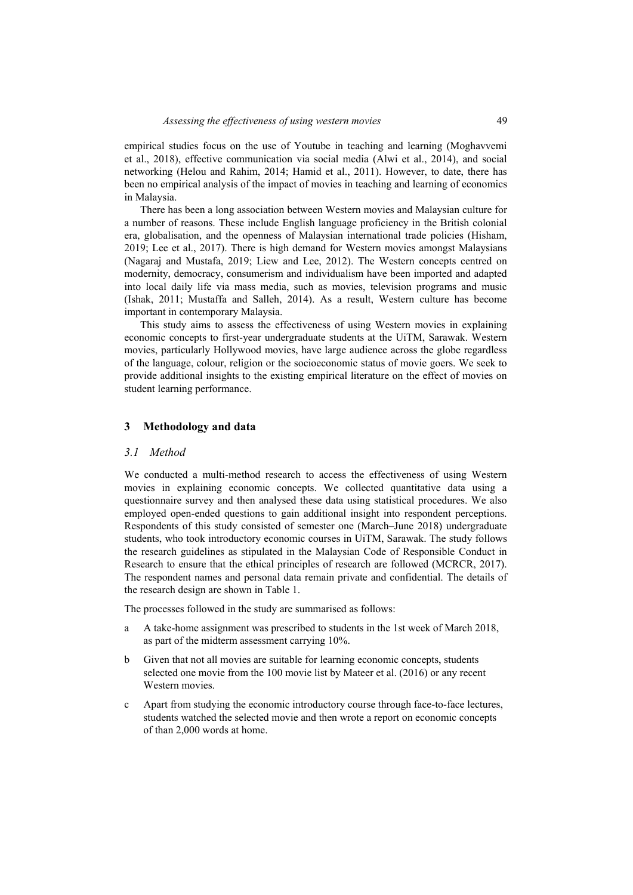empirical studies focus on the use of Youtube in teaching and learning (Moghavvemi et al., 2018), effective communication via social media (Alwi et al., 2014), and social networking (Helou and Rahim, 2014; Hamid et al., 2011). However, to date, there has been no empirical analysis of the impact of movies in teaching and learning of economics in Malaysia.

There has been a long association between Western movies and Malaysian culture for a number of reasons. These include English language proficiency in the British colonial era, globalisation, and the openness of Malaysian international trade policies (Hisham, 2019; Lee et al., 2017). There is high demand for Western movies amongst Malaysians (Nagaraj and Mustafa, 2019; Liew and Lee, 2012). The Western concepts centred on modernity, democracy, consumerism and individualism have been imported and adapted into local daily life via mass media, such as movies, television programs and music (Ishak, 2011; Mustaffa and Salleh, 2014). As a result, Western culture has become important in contemporary Malaysia.

This study aims to assess the effectiveness of using Western movies in explaining economic concepts to first-year undergraduate students at the UiTM, Sarawak. Western movies, particularly Hollywood movies, have large audience across the globe regardless of the language, colour, religion or the socioeconomic status of movie goers. We seek to provide additional insights to the existing empirical literature on the effect of movies on student learning performance.

## 3 Methodology and data

### 3.1 Method

We conducted a multi-method research to access the effectiveness of using Western movies in explaining economic concepts. We collected quantitative data using a questionnaire survey and then analysed these data using statistical procedures. We also employed open-ended questions to gain additional insight into respondent perceptions. Respondents of this study consisted of semester one (March–June 2018) undergraduate students, who took introductory economic courses in UiTM, Sarawak. The study follows the research guidelines as stipulated in the Malaysian Code of Responsible Conduct in Research to ensure that the ethical principles of research are followed (MCRCR, 2017). The respondent names and personal data remain private and confidential. The details of the research design are shown in Table 1.

The processes followed in the study are summarised as follows:

a. A take-home assignment was prescribed to students in the 1st week of March 2018, as part of the midterm assessment carrying 10%.

b. Given that not all movies are suitable for learning economic concepts, students selected one movie from the 100 movie list by Mateer et al. (2016) or any recent Western movies.

c. Apart from studying the economic introductory course through face-to-face lectures, students watched the selected movie and then wrote a report on economic concepts of than 2,000 words at home.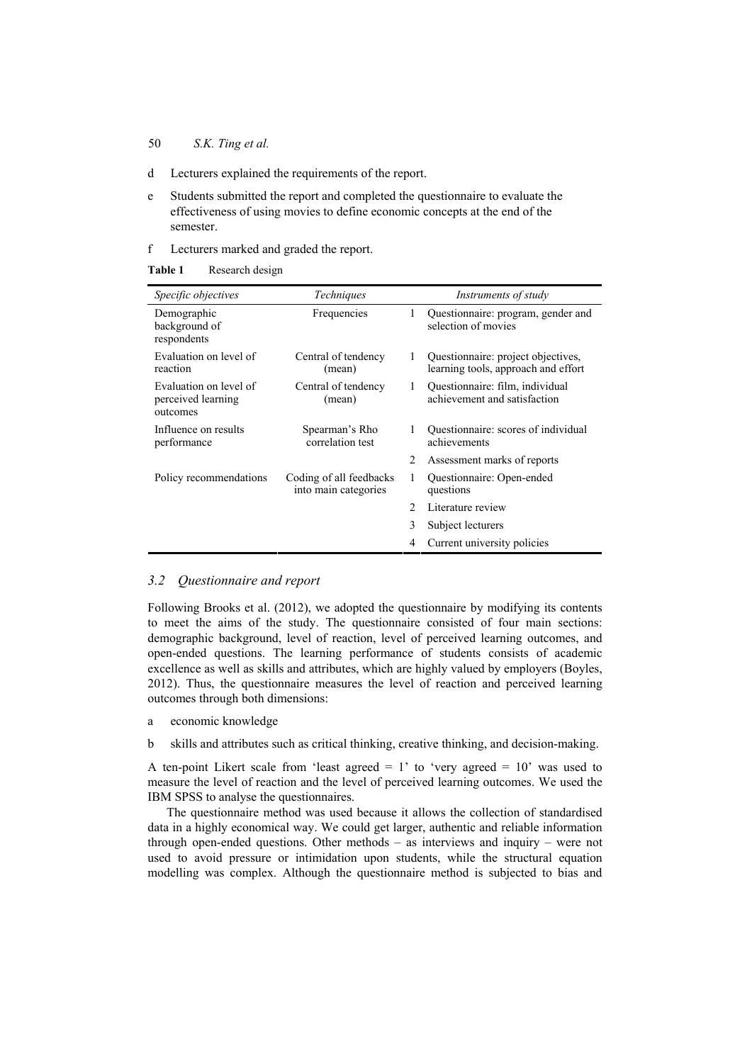d Lecturers explained the requirements of the report.

e Students submitted the report and completed the questionnaire to evaluate the effectiveness of using movies to define economic concepts at the end of the semester.

f Lecturers marked and graded the report.

**Table 1** Research design

| *Specific objectives* | *Techniques* | | *Instruments of study* |
|---|---|---|---|
| Demographic background of respondents | Frequencies | 1 | Questionnaire: program, gender and selection of movies |
| Evaluation on level of reaction | Central of tendency (mean) | 1 | Questionnaire: project objectives, learning tools, approach and effort |
| Evaluation on level of perceived learning outcomes | Central of tendency (mean) | 1 | Questionnaire: film, individual achievement and satisfaction |
| Influence on results performance | Spearman's Rho correlation test | 1 | Questionnaire: scores of individual achievements |
| | | 2 | Assessment marks of reports |
| Policy recommendations | Coding of all feedbacks into main categories | 1 | Questionnaire: Open-ended questions |
| | | 2 | Literature review |
| | | 3 | Subject lecturers |
| | | 4 | Current university policies |

### *3.2 Questionnaire and report*

Following Brooks et al. (2012), we adopted the questionnaire by modifying its contents to meet the aims of the study. The questionnaire consisted of four main sections: demographic background, level of reaction, level of perceived learning outcomes, and open-ended questions. The learning performance of students consists of academic excellence as well as skills and attributes, which are highly valued by employers (Boyles, 2012). Thus, the questionnaire measures the level of reaction and perceived learning outcomes through both dimensions:

a economic knowledge

b skills and attributes such as critical thinking, creative thinking, and decision-making.

A ten-point Likert scale from 'least agreed = 1' to 'very agreed = 10' was used to measure the level of reaction and the level of perceived learning outcomes. We used the IBM SPSS to analyse the questionnaires.

The questionnaire method was used because it allows the collection of standardised data in a highly economical way. We could get larger, authentic and reliable information through open-ended questions. Other methods – as interviews and inquiry – were not used to avoid pressure or intimidation upon students, while the structural equation modelling was complex. Although the questionnaire method is subjected to bias and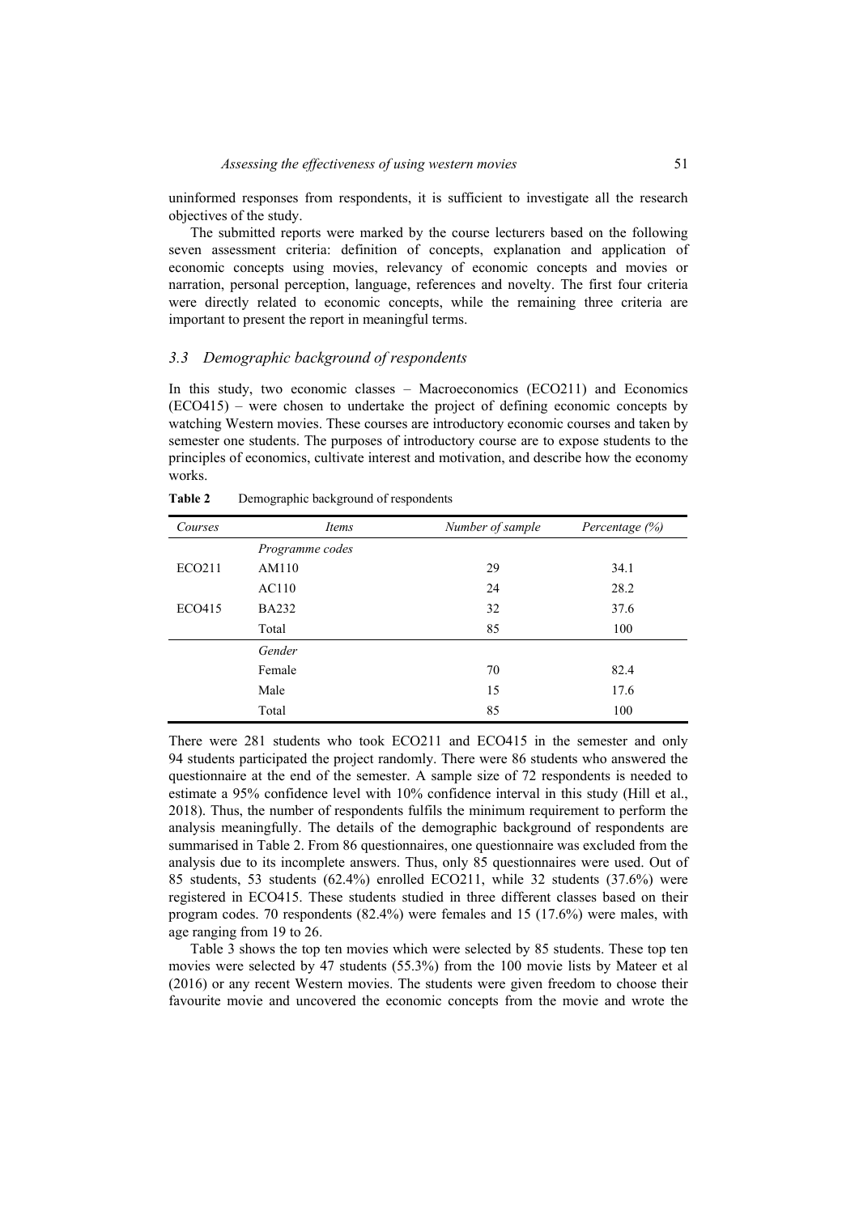uninformed responses from respondents, it is sufficient to investigate all the research objectives of the study.

The submitted reports were marked by the course lecturers based on the following seven assessment criteria: definition of concepts, explanation and application of economic concepts using movies, relevancy of economic concepts and movies or narration, personal perception, language, references and novelty. The first four criteria were directly related to economic concepts, while the remaining three criteria are important to present the report in meaningful terms.

### *3.3 Demographic background of respondents*

In this study, two economic classes – Macroeconomics (ECO211) and Economics (ECO415) – were chosen to undertake the project of defining economic concepts by watching Western movies. These courses are introductory economic courses and taken by semester one students. The purposes of introductory course are to expose students to the principles of economics, cultivate interest and motivation, and describe how the economy works.

**Table 2** Demographic background of respondents

| *Courses* | *Items* | *Number of sample* | *Percentage (%)* |
|---|---|---|---|
| | *Programme codes* | | |
| ECO211 | AM110 | 29 | 34.1 |
| | AC110 | 24 | 28.2 |
| ECO415 | BA232 | 32 | 37.6 |
| | Total | 85 | 100 |
| | *Gender* | | |
| | Female | 70 | 82.4 |
| | Male | 15 | 17.6 |
| | Total | 85 | 100 |

There were 281 students who took ECO211 and ECO415 in the semester and only 94 students participated the project randomly. There were 86 students who answered the questionnaire at the end of the semester. A sample size of 72 respondents is needed to estimate a 95% confidence level with 10% confidence interval in this study (Hill et al., 2018). Thus, the number of respondents fulfils the minimum requirement to perform the analysis meaningfully. The details of the demographic background of respondents are summarised in Table 2. From 86 questionnaires, one questionnaire was excluded from the analysis due to its incomplete answers. Thus, only 85 questionnaires were used. Out of 85 students, 53 students (62.4%) enrolled ECO211, while 32 students (37.6%) were registered in ECO415. These students studied in three different classes based on their program codes. 70 respondents (82.4%) were females and 15 (17.6%) were males, with age ranging from 19 to 26.

Table 3 shows the top ten movies which were selected by 85 students. These top ten movies were selected by 47 students (55.3%) from the 100 movie lists by Mateer et al (2016) or any recent Western movies. The students were given freedom to choose their favourite movie and uncovered the economic concepts from the movie and wrote the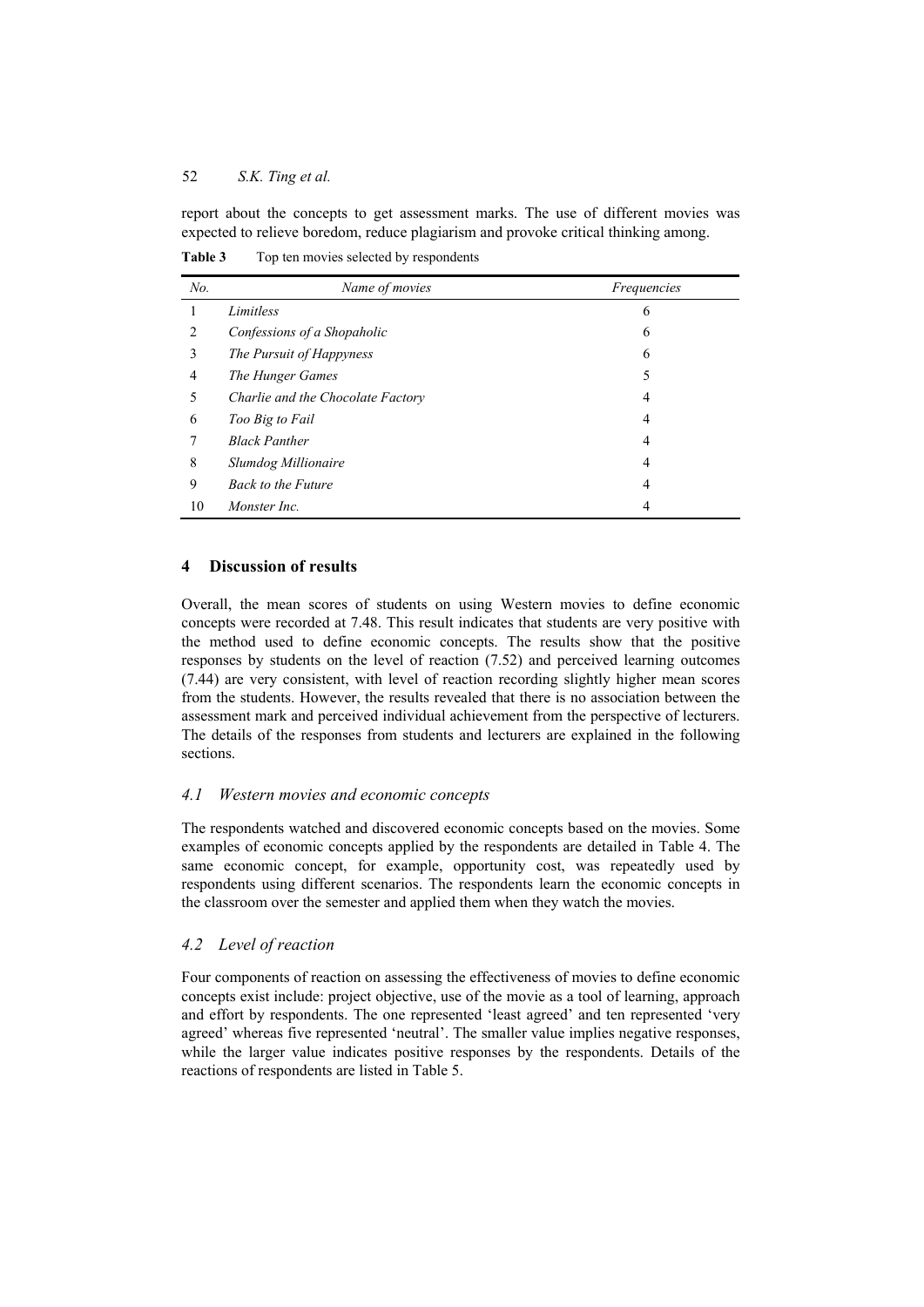report about the concepts to get assessment marks. The use of different movies was expected to relieve boredom, reduce plagiarism and provoke critical thinking among.

**Table 3** Top ten movies selected by respondents

| *No.* | *Name of movies* | *Frequencies* |
|---|---|---|
| 1 | *Limitless* | 6 |
| 2 | *Confessions of a Shopaholic* | 6 |
| 3 | *The Pursuit of Happyness* | 6 |
| 4 | *The Hunger Games* | 5 |
| 5 | *Charlie and the Chocolate Factory* | 4 |
| 6 | *Too Big to Fail* | 4 |
| 7 | *Black Panther* | 4 |
| 8 | *Slumdog Millionaire* | 4 |
| 9 | *Back to the Future* | 4 |
| 10 | *Monster Inc.* | 4 |

## 4 Discussion of results

Overall, the mean scores of students on using Western movies to define economic concepts were recorded at 7.48. This result indicates that students are very positive with the method used to define economic concepts. The results show that the positive responses by students on the level of reaction (7.52) and perceived learning outcomes (7.44) are very consistent, with level of reaction recording slightly higher mean scores from the students. However, the results revealed that there is no association between the assessment mark and perceived individual achievement from the perspective of lecturers. The details of the responses from students and lecturers are explained in the following sections.

### *4.1 Western movies and economic concepts*

The respondents watched and discovered economic concepts based on the movies. Some examples of economic concepts applied by the respondents are detailed in Table 4. The same economic concept, for example, opportunity cost, was repeatedly used by respondents using different scenarios. The respondents learn the economic concepts in the classroom over the semester and applied them when they watch the movies.

### *4.2 Level of reaction*

Four components of reaction on assessing the effectiveness of movies to define economic concepts exist include: project objective, use of the movie as a tool of learning, approach and effort by respondents. The one represented 'least agreed' and ten represented 'very agreed' whereas five represented 'neutral'. The smaller value implies negative responses, while the larger value indicates positive responses by the respondents. Details of the reactions of respondents are listed in Table 5.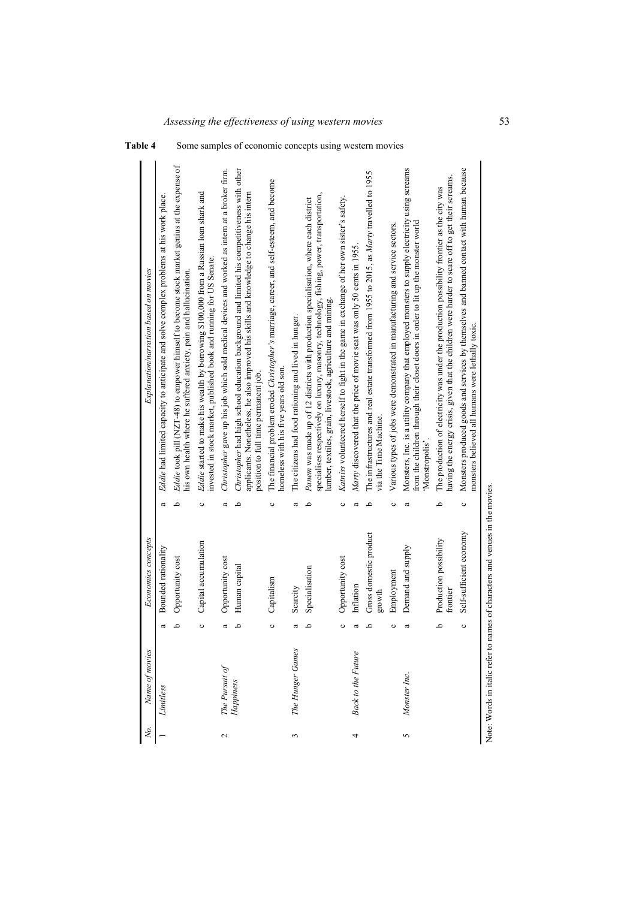**Table 4** Some samples of economic concepts using western movies

| No. | Name of movies | | Economics concepts | | Explanation/narration based on movies |
|---|---|---|---|---|---|
| 1 | *Limitless* | a | Bounded rationality | a | *Eddie* had limited capacity to anticipate and solve complex problems at his work place. |
| | | b | Opportunity cost | b | *Eddie* took pill (NZT-48) to empower himself to become stock market genius at the expense of his own health where he suffered anxiety, pain and hallucination. |
| | | c | Capital accumulation | c | *Eddie* started to make his wealth by borrowing $100,000 from a Russian loan shark and invested in stock market, published book and running for US Senate. |
| 2 | *The Pursuit of Happiness* | a | Opportunity cost | a | *Christopher* gave up his job which sold medical devices and worked as intern at a broker firm. |
| | | b | Human capital | b | *Christopher* had high school education background and limited his competitiveness with other applicants. Nonetheless, he also improved his skills and knowledge to change his intern position to full time permanent job. |
| | | c | Capitalism | c | The financial problem eroded *Christopher's* marriage, career, and self-esteem, and become homeless with his five years old son. |
| 3 | *The Hunger Games* | a | Scarcity | a | The citizens had food rationing and lived in hunger. |
| | | b | Specialisation | b | *Panem* was made up of 12 districts with production specialisation, where each district specialises respectively on luxury, masonry, technology, fishing, power, transportation, lumber, textiles, grain, livestock, agriculture and mining. |
| | | c | Opportunity cost | c | *Katniss* volunteered herself to fight in the game in exchange of her own sister's safety. |
| 4 | *Back to the Future* | a | Inflation | a | *Marty* discovered that the price of movie seat was only 50 cents in 1955. |
| | | b | Gross domestic product growth | b | The infrastructures and real estate transformed from 1955 to 2015, as *Marty* travelled to 1955 via the Time Machine. |
| | | c | Employment | c | Various types of jobs were demonstrated in manufacturing and service sectors. |
| 5 | *Monster Inc.* | a | Demand and supply | a | Monsters, Inc. is a utility company that employed monsters to supply electricity using screams from the children through their closet doors in order to lit up the monster world 'Monstropolis'. |
| | | b | Production possibility frontier | b | The production of electricity was under the production possibility frontier as the city was having the energy crisis, given that the children were harder to scare off to get their screams. |
| | | c | Self-sufficient economy | c | Monsters produced goods and services by themselves and banned contact with human because monsters believed all humans were lethally toxic. |

Note: Words in italic refer to names of characters and venues in the movies.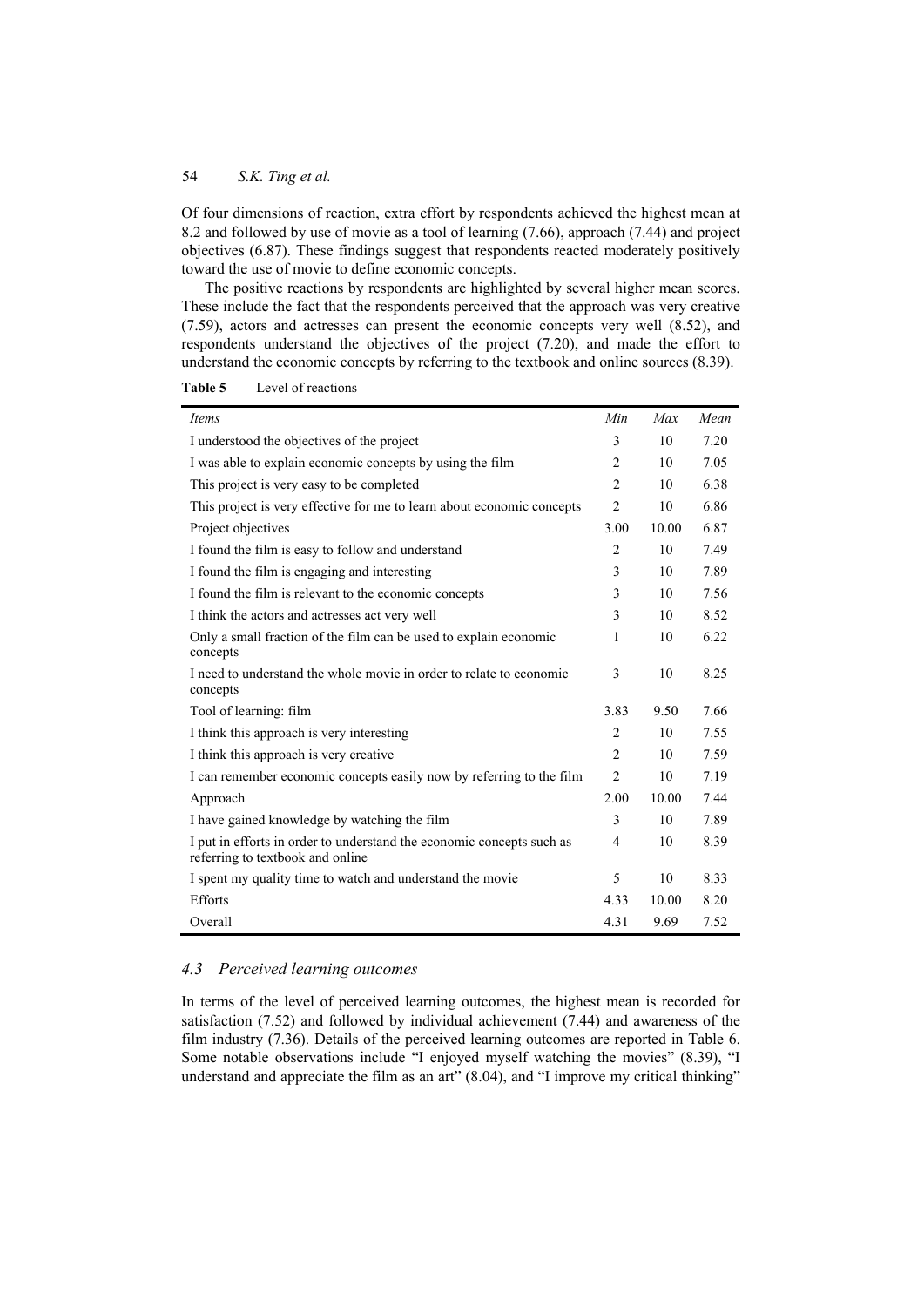Of four dimensions of reaction, extra effort by respondents achieved the highest mean at 8.2 and followed by use of movie as a tool of learning (7.66), approach (7.44) and project objectives (6.87). These findings suggest that respondents reacted moderately positively toward the use of movie to define economic concepts.

The positive reactions by respondents are highlighted by several higher mean scores. These include the fact that the respondents perceived that the approach was very creative (7.59), actors and actresses can present the economic concepts very well (8.52), and respondents understand the objectives of the project (7.20), and made the effort to understand the economic concepts by referring to the textbook and online sources (8.39).

**Table 5** Level of reactions

| *Items* | *Min* | *Max* | *Mean* |
|---|---|---|---|
| I understood the objectives of the project | 3 | 10 | 7.20 |
| I was able to explain economic concepts by using the film | 2 | 10 | 7.05 |
| This project is very easy to be completed | 2 | 10 | 6.38 |
| This project is very effective for me to learn about economic concepts | 2 | 10 | 6.86 |
| Project objectives | 3.00 | 10.00 | 6.87 |
| I found the film is easy to follow and understand | 2 | 10 | 7.49 |
| I found the film is engaging and interesting | 3 | 10 | 7.89 |
| I found the film is relevant to the economic concepts | 3 | 10 | 7.56 |
| I think the actors and actresses act very well | 3 | 10 | 8.52 |
| Only a small fraction of the film can be used to explain economic concepts | 1 | 10 | 6.22 |
| I need to understand the whole movie in order to relate to economic concepts | 3 | 10 | 8.25 |
| Tool of learning: film | 3.83 | 9.50 | 7.66 |
| I think this approach is very interesting | 2 | 10 | 7.55 |
| I think this approach is very creative | 2 | 10 | 7.59 |
| I can remember economic concepts easily now by referring to the film | 2 | 10 | 7.19 |
| Approach | 2.00 | 10.00 | 7.44 |
| I have gained knowledge by watching the film | 3 | 10 | 7.89 |
| I put in efforts in order to understand the economic concepts such as referring to textbook and online | 4 | 10 | 8.39 |
| I spent my quality time to watch and understand the movie | 5 | 10 | 8.33 |
| Efforts | 4.33 | 10.00 | 8.20 |
| Overall | 4.31 | 9.69 | 7.52 |

### *4.3 Perceived learning outcomes*

In terms of the level of perceived learning outcomes, the highest mean is recorded for satisfaction (7.52) and followed by individual achievement (7.44) and awareness of the film industry (7.36). Details of the perceived learning outcomes are reported in Table 6. Some notable observations include "I enjoyed myself watching the movies" (8.39), "I understand and appreciate the film as an art" (8.04), and "I improve my critical thinking"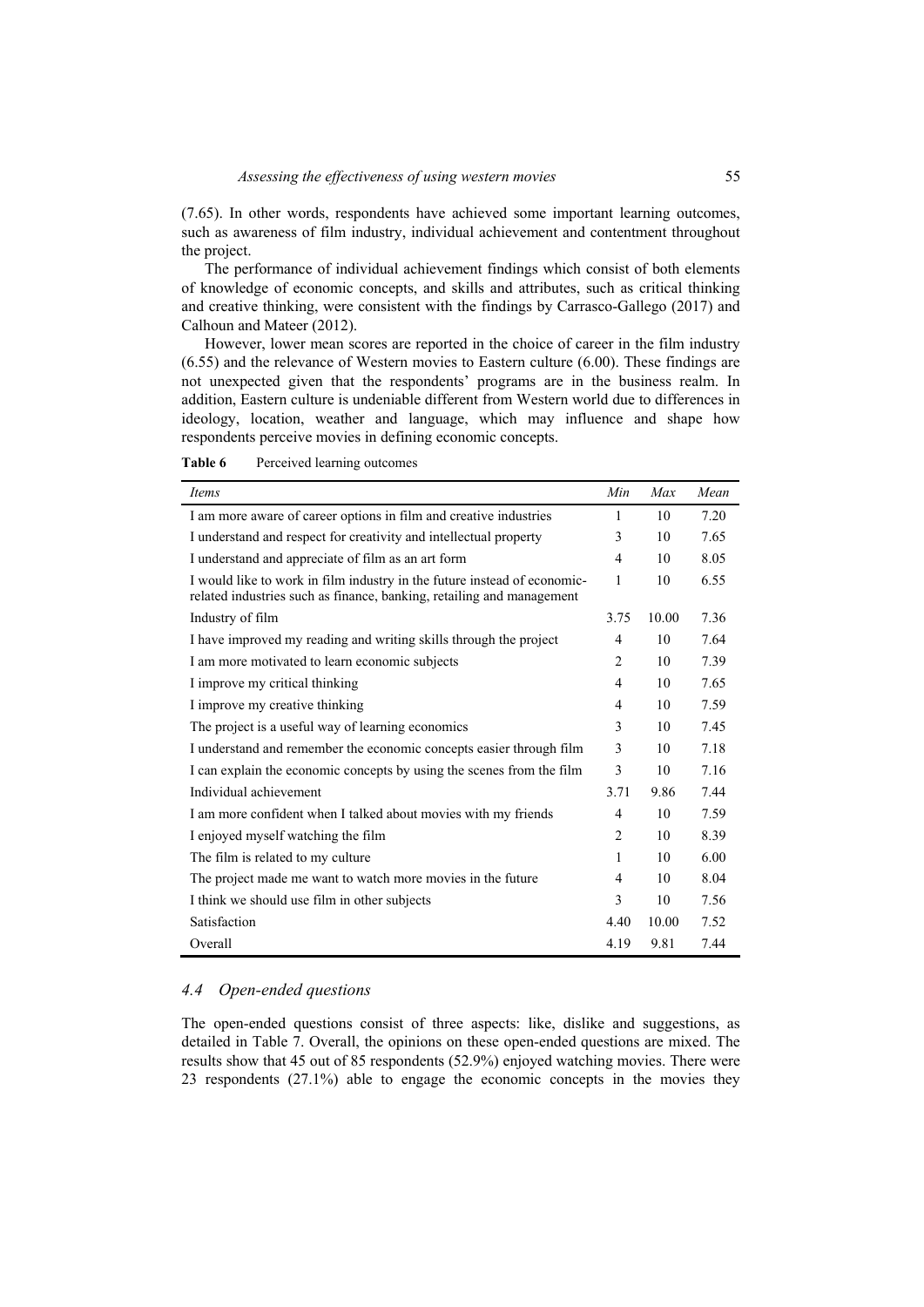(7.65). In other words, respondents have achieved some important learning outcomes, such as awareness of film industry, individual achievement and contentment throughout the project.

The performance of individual achievement findings which consist of both elements of knowledge of economic concepts, and skills and attributes, such as critical thinking and creative thinking, were consistent with the findings by Carrasco-Gallego (2017) and Calhoun and Mateer (2012).

However, lower mean scores are reported in the choice of career in the film industry (6.55) and the relevance of Western movies to Eastern culture (6.00). These findings are not unexpected given that the respondents' programs are in the business realm. In addition, Eastern culture is undeniable different from Western world due to differences in ideology, location, weather and language, which may influence and shape how respondents perceive movies in defining economic concepts.

**Table 6** Perceived learning outcomes

| *Items* | *Min* | *Max* | *Mean* |
|---|---|---|---|
| I am more aware of career options in film and creative industries | 1 | 10 | 7.20 |
| I understand and respect for creativity and intellectual property | 3 | 10 | 7.65 |
| I understand and appreciate of film as an art form | 4 | 10 | 8.05 |
| I would like to work in film industry in the future instead of economic-related industries such as finance, banking, retailing and management | 1 | 10 | 6.55 |
| Industry of film | 3.75 | 10.00 | 7.36 |
| I have improved my reading and writing skills through the project | 4 | 10 | 7.64 |
| I am more motivated to learn economic subjects | 2 | 10 | 7.39 |
| I improve my critical thinking | 4 | 10 | 7.65 |
| I improve my creative thinking | 4 | 10 | 7.59 |
| The project is a useful way of learning economics | 3 | 10 | 7.45 |
| I understand and remember the economic concepts easier through film | 3 | 10 | 7.18 |
| I can explain the economic concepts by using the scenes from the film | 3 | 10 | 7.16 |
| Individual achievement | 3.71 | 9.86 | 7.44 |
| I am more confident when I talked about movies with my friends | 4 | 10 | 7.59 |
| I enjoyed myself watching the film | 2 | 10 | 8.39 |
| The film is related to my culture | 1 | 10 | 6.00 |
| The project made me want to watch more movies in the future | 4 | 10 | 8.04 |
| I think we should use film in other subjects | 3 | 10 | 7.56 |
| Satisfaction | 4.40 | 10.00 | 7.52 |
| Overall | 4.19 | 9.81 | 7.44 |

### *4.4 Open-ended questions*

The open-ended questions consist of three aspects: like, dislike and suggestions, as detailed in Table 7. Overall, the opinions on these open-ended questions are mixed. The results show that 45 out of 85 respondents (52.9%) enjoyed watching movies. There were 23 respondents (27.1%) able to engage the economic concepts in the movies they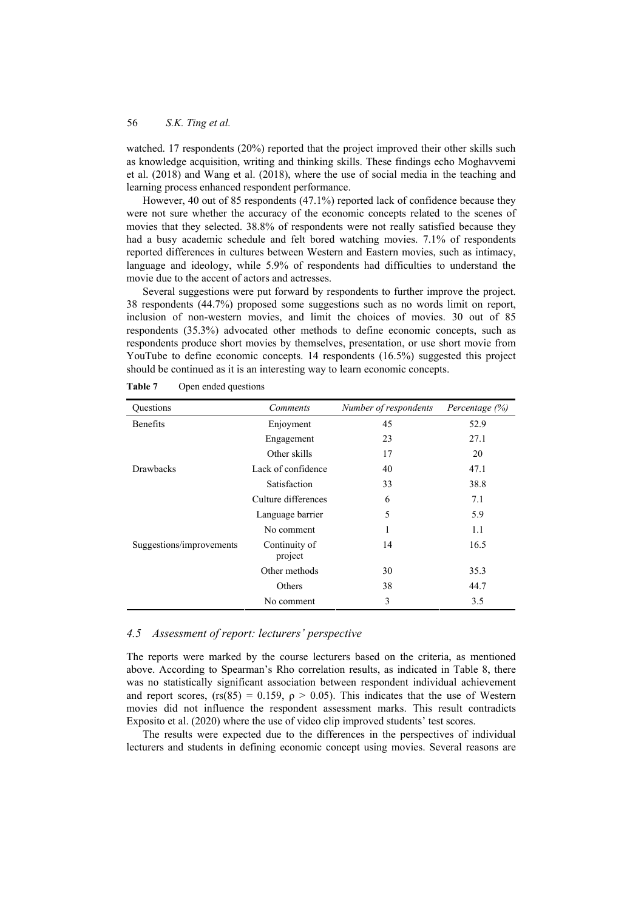watched. 17 respondents (20%) reported that the project improved their other skills such as knowledge acquisition, writing and thinking skills. These findings echo Moghavvemi et al. (2018) and Wang et al. (2018), where the use of social media in the teaching and learning process enhanced respondent performance.

However, 40 out of 85 respondents (47.1%) reported lack of confidence because they were not sure whether the accuracy of the economic concepts related to the scenes of movies that they selected. 38.8% of respondents were not really satisfied because they had a busy academic schedule and felt bored watching movies. 7.1% of respondents reported differences in cultures between Western and Eastern movies, such as intimacy, language and ideology, while 5.9% of respondents had difficulties to understand the movie due to the accent of actors and actresses.

Several suggestions were put forward by respondents to further improve the project. 38 respondents (44.7%) proposed some suggestions such as no words limit on report, inclusion of non-western movies, and limit the choices of movies. 30 out of 85 respondents (35.3%) advocated other methods to define economic concepts, such as respondents produce short movies by themselves, presentation, or use short movie from YouTube to define economic concepts. 14 respondents (16.5%) suggested this project should be continued as it is an interesting way to learn economic concepts.

**Table 7** Open ended questions

| Questions | *Comments* | *Number of respondents* | *Percentage (%)* |
|---|---|---|---|
| Benefits | Enjoyment | 45 | 52.9 |
| | Engagement | 23 | 27.1 |
| | Other skills | 17 | 20 |
| Drawbacks | Lack of confidence | 40 | 47.1 |
| | Satisfaction | 33 | 38.8 |
| | Culture differences | 6 | 7.1 |
| | Language barrier | 5 | 5.9 |
| | No comment | 1 | 1.1 |
| Suggestions/improvements | Continuity of project | 14 | 16.5 |
| | Other methods | 30 | 35.3 |
| | Others | 38 | 44.7 |
| | No comment | 3 | 3.5 |

### *4.5 Assessment of report: lecturers' perspective*

The reports were marked by the course lecturers based on the criteria, as mentioned above. According to Spearman's Rho correlation results, as indicated in Table 8, there was no statistically significant association between respondent individual achievement and report scores, ($r_s(85) = 0.159$, $\rho > 0.05$). This indicates that the use of Western movies did not influence the respondent assessment marks. This result contradicts Exposito et al. (2020) where the use of video clip improved students' test scores.

The results were expected due to the differences in the perspectives of individual lecturers and students in defining economic concept using movies. Several reasons are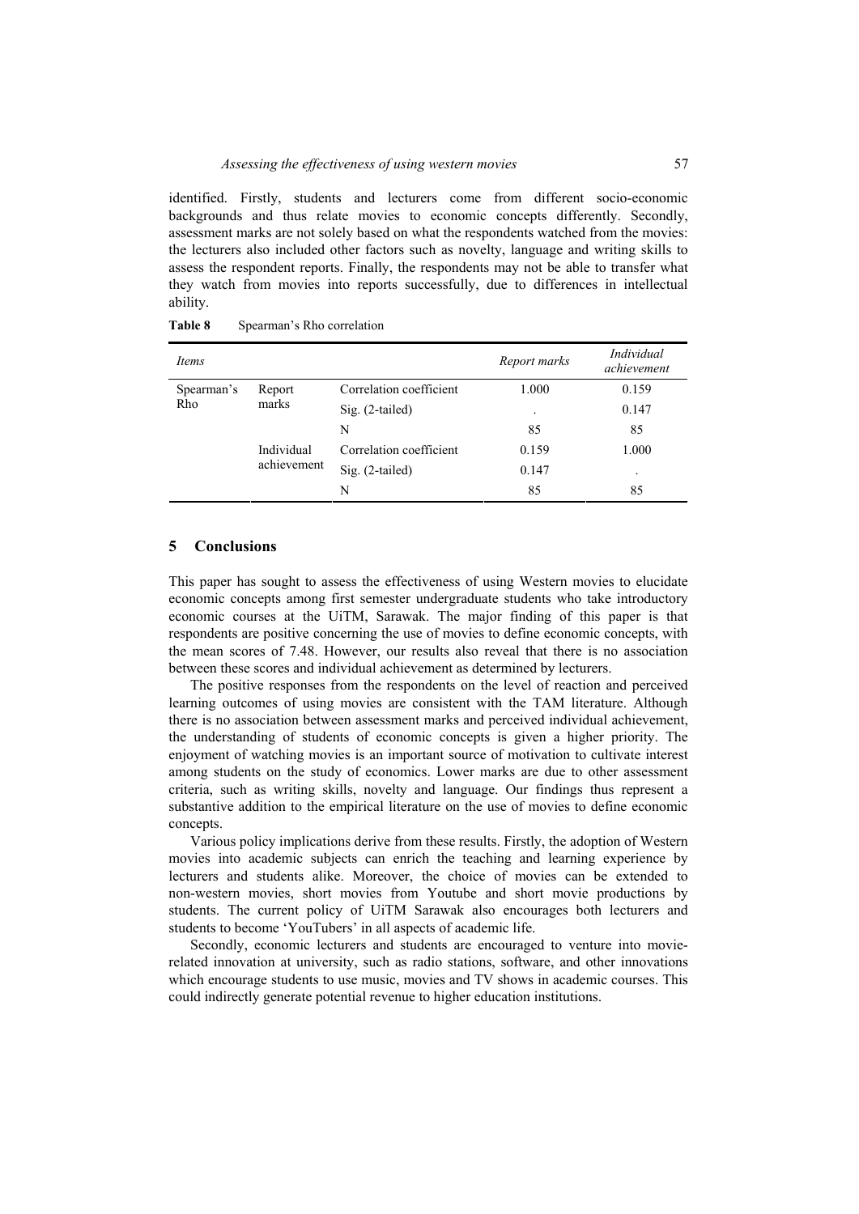identified. Firstly, students and lecturers come from different socio-economic backgrounds and thus relate movies to economic concepts differently. Secondly, assessment marks are not solely based on what the respondents watched from the movies: the lecturers also included other factors such as novelty, language and writing skills to assess the respondent reports. Finally, the respondents may not be able to transfer what they watch from movies into reports successfully, due to differences in intellectual ability.

**Table 8** Spearman's Rho correlation

| *Items* | | | *Report marks* | *Individual achievement* |
|---|---|---|---|---|
| Spearman's Rho | Report marks | Correlation coefficient | 1.000 | 0.159 |
| | | Sig. (2-tailed) | . | 0.147 |
| | | N | 85 | 85 |
| | Individual achievement | Correlation coefficient | 0.159 | 1.000 |
| | | Sig. (2-tailed) | 0.147 | . |
| | | N | 85 | 85 |

## 5 Conclusions

This paper has sought to assess the effectiveness of using Western movies to elucidate economic concepts among first semester undergraduate students who take introductory economic courses at the UiTM, Sarawak. The major finding of this paper is that respondents are positive concerning the use of movies to define economic concepts, with the mean scores of 7.48. However, our results also reveal that there is no association between these scores and individual achievement as determined by lecturers.

The positive responses from the respondents on the level of reaction and perceived learning outcomes of using movies are consistent with the TAM literature. Although there is no association between assessment marks and perceived individual achievement, the understanding of students of economic concepts is given a higher priority. The enjoyment of watching movies is an important source of motivation to cultivate interest among students on the study of economics. Lower marks are due to other assessment criteria, such as writing skills, novelty and language. Our findings thus represent a substantive addition to the empirical literature on the use of movies to define economic concepts.

Various policy implications derive from these results. Firstly, the adoption of Western movies into academic subjects can enrich the teaching and learning experience by lecturers and students alike. Moreover, the choice of movies can be extended to non-western movies, short movies from Youtube and short movie productions by students. The current policy of UiTM Sarawak also encourages both lecturers and students to become 'YouTubers' in all aspects of academic life.

Secondly, economic lecturers and students are encouraged to venture into movie-related innovation at university, such as radio stations, software, and other innovations which encourage students to use music, movies and TV shows in academic courses. This could indirectly generate potential revenue to higher education institutions.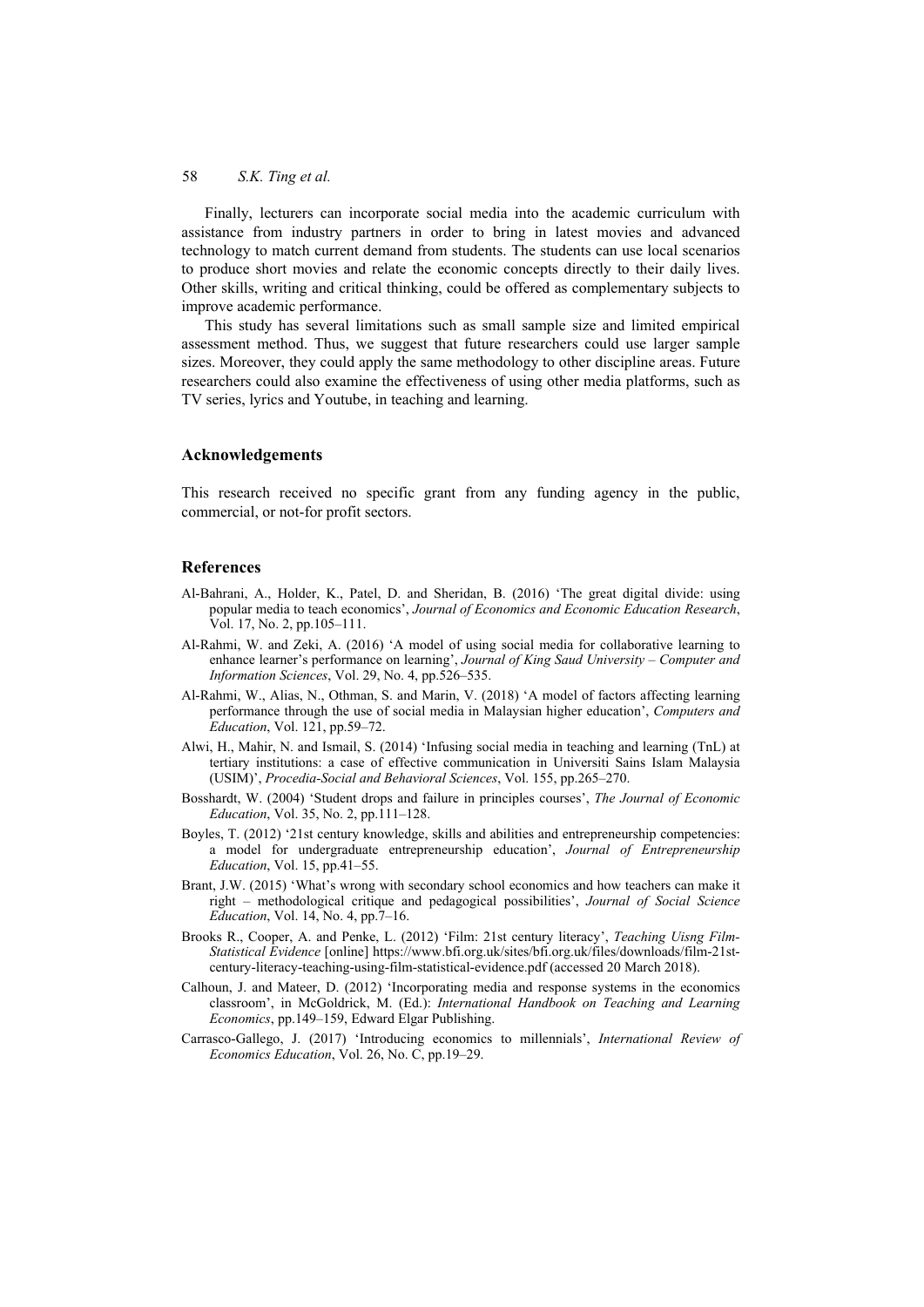Finally, lecturers can incorporate social media into the academic curriculum with assistance from industry partners in order to bring in latest movies and advanced technology to match current demand from students. The students can use local scenarios to produce short movies and relate the economic concepts directly to their daily lives. Other skills, writing and critical thinking, could be offered as complementary subjects to improve academic performance.

This study has several limitations such as small sample size and limited empirical assessment method. Thus, we suggest that future researchers could use larger sample sizes. Moreover, they could apply the same methodology to other discipline areas. Future researchers could also examine the effectiveness of using other media platforms, such as TV series, lyrics and Youtube, in teaching and learning.

## Acknowledgements

This research received no specific grant from any funding agency in the public, commercial, or not-for profit sectors.

## References

Al-Bahrani, A., Holder, K., Patel, D. and Sheridan, B. (2016) 'The great digital divide: using popular media to teach economics', *Journal of Economics and Economic Education Research*, Vol. 17, No. 2, pp.105–111.

Al-Rahmi, W. and Zeki, A. (2016) 'A model of using social media for collaborative learning to enhance learner's performance on learning', *Journal of King Saud University – Computer and Information Sciences*, Vol. 29, No. 4, pp.526–535.

Al-Rahmi, W., Alias, N., Othman, S. and Marin, V. (2018) 'A model of factors affecting learning performance through the use of social media in Malaysian higher education', *Computers and Education*, Vol. 121, pp.59–72.

Alwi, H., Mahir, N. and Ismail, S. (2014) 'Infusing social media in teaching and learning (TnL) at tertiary institutions: a case of effective communication in Universiti Sains Islam Malaysia (USIM)', *Procedia-Social and Behavioral Sciences*, Vol. 155, pp.265–270.

Bosshardt, W. (2004) 'Student drops and failure in principles courses', *The Journal of Economic Education*, Vol. 35, No. 2, pp.111–128.

Boyles, T. (2012) '21st century knowledge, skills and abilities and entrepreneurship competencies: a model for undergraduate entrepreneurship education', *Journal of Entrepreneurship Education*, Vol. 15, pp.41–55.

Brant, J.W. (2015) 'What's wrong with secondary school economics and how teachers can make it right – methodological critique and pedagogical possibilities', *Journal of Social Science Education*, Vol. 14, No. 4, pp.7–16.

Brooks R., Cooper, A. and Penke, L. (2012) 'Film: 21st century literacy', *Teaching Uisng Film-Statistical Evidence* [online] https://www.bfi.org.uk/sites/bfi.org.uk/files/downloads/film-21st-century-literacy-teaching-using-film-statistical-evidence.pdf (accessed 20 March 2018).

Calhoun, J. and Mateer, D. (2012) 'Incorporating media and response systems in the economics classroom', in McGoldrick, M. (Ed.): *International Handbook on Teaching and Learning Economics*, pp.149–159, Edward Elgar Publishing.

Carrasco-Gallego, J. (2017) 'Introducing economics to millennials', *International Review of Economics Education*, Vol. 26, No. C, pp.19–29.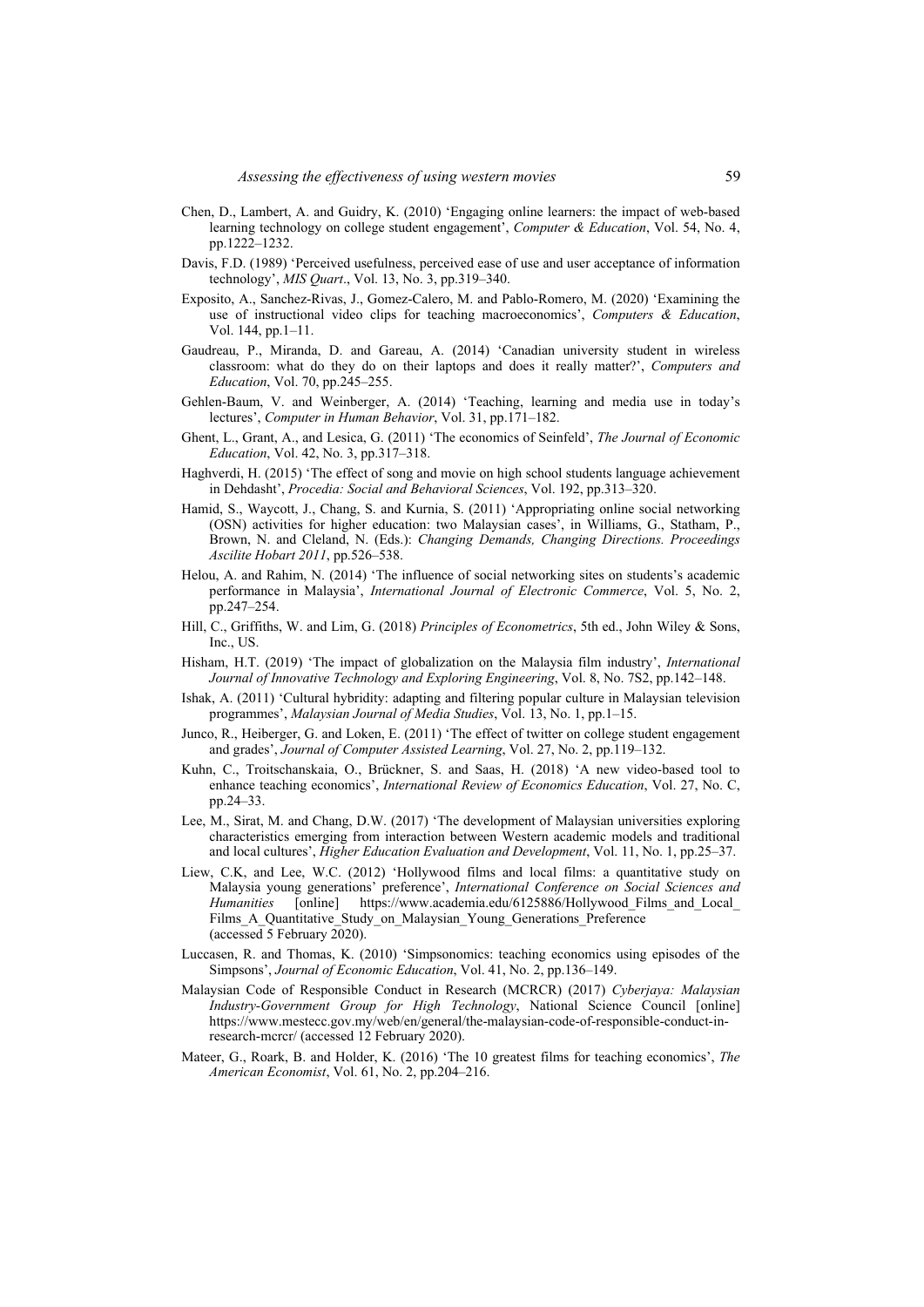Chen, D., Lambert, A. and Guidry, K. (2010) 'Engaging online learners: the impact of web-based learning technology on college student engagement', *Computer & Education*, Vol. 54, No. 4, pp.1222–1232.

Davis, F.D. (1989) 'Perceived usefulness, perceived ease of use and user acceptance of information technology', *MIS Quart*., Vol. 13, No. 3, pp.319–340.

Exposito, A., Sanchez-Rivas, J., Gomez-Calero, M. and Pablo-Romero, M. (2020) 'Examining the use of instructional video clips for teaching macroeconomics', *Computers & Education*, Vol. 144, pp.1–11.

Gaudreau, P., Miranda, D. and Gareau, A. (2014) 'Canadian university student in wireless classroom: what do they do on their laptops and does it really matter?', *Computers and Education*, Vol. 70, pp.245–255.

Gehlen-Baum, V. and Weinberger, A. (2014) 'Teaching, learning and media use in today's lectures', *Computer in Human Behavior*, Vol. 31, pp.171–182.

Ghent, L., Grant, A., and Lesica, G. (2011) 'The economics of Seinfeld', *The Journal of Economic Education*, Vol. 42, No. 3, pp.317–318.

Haghverdi, H. (2015) 'The effect of song and movie on high school students language achievement in Dehdasht', *Procedia: Social and Behavioral Sciences*, Vol. 192, pp.313–320.

Hamid, S., Waycott, J., Chang, S. and Kurnia, S. (2011) 'Appropriating online social networking (OSN) activities for higher education: two Malaysian cases', in Williams, G., Statham, P., Brown, N. and Cleland, N. (Eds.): *Changing Demands, Changing Directions. Proceedings Ascilite Hobart 2011*, pp.526–538.

Helou, A. and Rahim, N. (2014) 'The influence of social networking sites on students's academic performance in Malaysia', *International Journal of Electronic Commerce*, Vol. 5, No. 2, pp.247–254.

Hill, C., Griffiths, W. and Lim, G. (2018) *Principles of Econometrics*, 5th ed., John Wiley & Sons, Inc., US.

Hisham, H.T. (2019) 'The impact of globalization on the Malaysia film industry', *International Journal of Innovative Technology and Exploring Engineering*, Vol. 8, No. 7S2, pp.142–148.

Ishak, A. (2011) 'Cultural hybridity: adapting and filtering popular culture in Malaysian television programmes', *Malaysian Journal of Media Studies*, Vol. 13, No. 1, pp.1–15.

Junco, R., Heiberger, G. and Loken, E. (2011) 'The effect of twitter on college student engagement and grades', *Journal of Computer Assisted Learning*, Vol. 27, No. 2, pp.119–132.

Kuhn, C., Troitschanskaia, O., Brückner, S. and Saas, H. (2018) 'A new video-based tool to enhance teaching economics', *International Review of Economics Education*, Vol. 27, No. C, pp.24–33.

Lee, M., Sirat, M. and Chang, D.W. (2017) 'The development of Malaysian universities exploring characteristics emerging from interaction between Western academic models and traditional and local cultures', *Higher Education Evaluation and Development*, Vol. 11, No. 1, pp.25–37.

Liew, C.K, and Lee, W.C. (2012) 'Hollywood films and local films: a quantitative study on Malaysia young generations' preference', *International Conference on Social Sciences and Humanities* [online] https://www.academia.edu/6125886/Hollywood_Films_and_Local_Films_A_Quantitative_Study_on_Malaysian_Young_Generations_Preference (accessed 5 February 2020).

Luccasen, R. and Thomas, K. (2010) 'Simpsonomics: teaching economics using episodes of the Simpsons', *Journal of Economic Education*, Vol. 41, No. 2, pp.136–149.

Malaysian Code of Responsible Conduct in Research (MCRCR) (2017) *Cyberjaya: Malaysian Industry-Government Group for High Technology*, National Science Council [online] https://www.mestecc.gov.my/web/en/general/the-malaysian-code-of-responsible-conduct-in-research-mcrcr/ (accessed 12 February 2020).

Mateer, G., Roark, B. and Holder, K. (2016) 'The 10 greatest films for teaching economics', *The American Economist*, Vol. 61, No. 2, pp.204–216.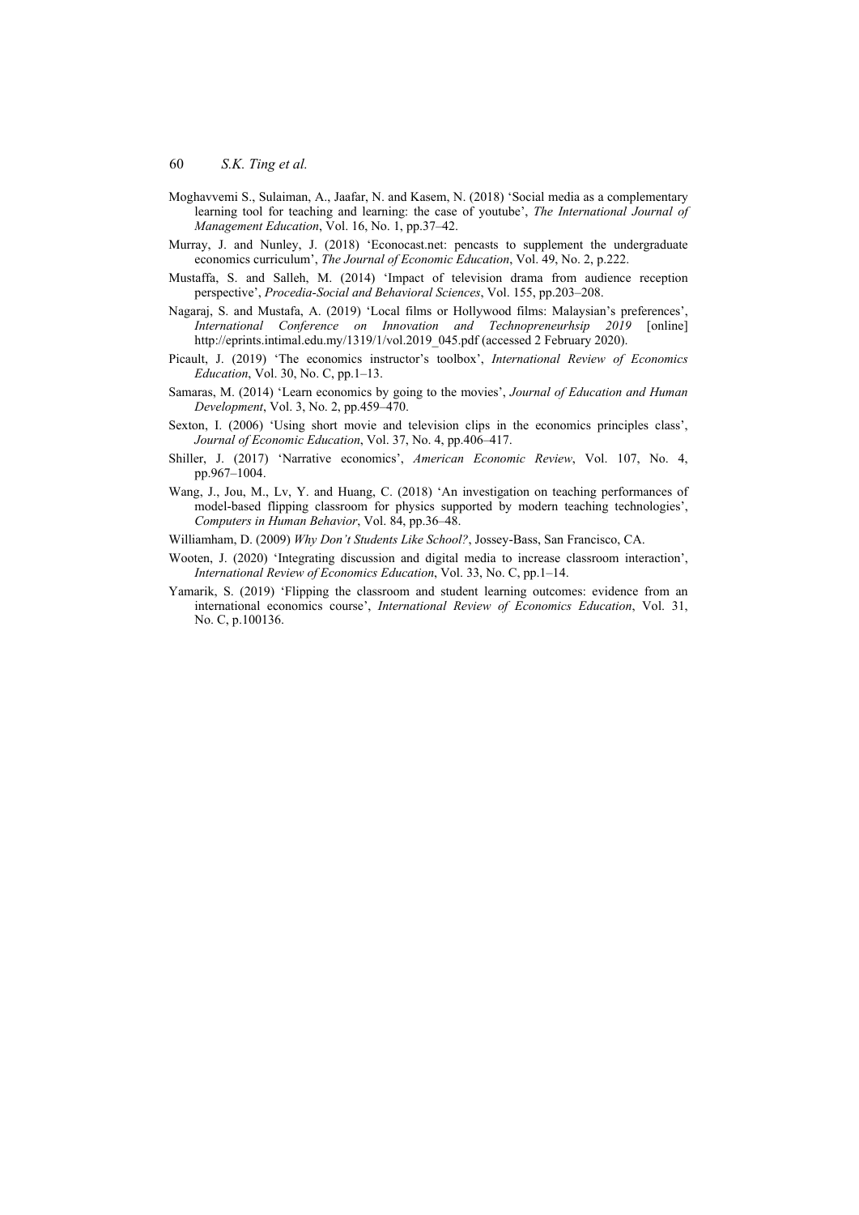Moghavvemi S., Sulaiman, A., Jaafar, N. and Kasem, N. (2018) 'Social media as a complementary learning tool for teaching and learning: the case of youtube', *The International Journal of Management Education*, Vol. 16, No. 1, pp.37–42.

Murray, J. and Nunley, J. (2018) 'Econocast.net: pencasts to supplement the undergraduate economics curriculum', *The Journal of Economic Education*, Vol. 49, No. 2, p.222.

Mustaffa, S. and Salleh, M. (2014) 'Impact of television drama from audience reception perspective', *Procedia-Social and Behavioral Sciences*, Vol. 155, pp.203–208.

Nagaraj, S. and Mustafa, A. (2019) 'Local films or Hollywood films: Malaysian's preferences', *International Conference on Innovation and Technopreneurhsip 2019* [online] http://eprints.intimal.edu.my/1319/1/vol.2019_045.pdf (accessed 2 February 2020).

Picault, J. (2019) 'The economics instructor's toolbox', *International Review of Economics Education*, Vol. 30, No. C, pp.1–13.

Samaras, M. (2014) 'Learn economics by going to the movies', *Journal of Education and Human Development*, Vol. 3, No. 2, pp.459–470.

Sexton, I. (2006) 'Using short movie and television clips in the economics principles class', *Journal of Economic Education*, Vol. 37, No. 4, pp.406–417.

Shiller, J. (2017) 'Narrative economics', *American Economic Review*, Vol. 107, No. 4, pp.967–1004.

Wang, J., Jou, M., Lv, Y. and Huang, C. (2018) 'An investigation on teaching performances of model-based flipping classroom for physics supported by modern teaching technologies', *Computers in Human Behavior*, Vol. 84, pp.36–48.

Williamham, D. (2009) *Why Don't Students Like School?*, Jossey-Bass, San Francisco, CA.

Wooten, J. (2020) 'Integrating discussion and digital media to increase classroom interaction', *International Review of Economics Education*, Vol. 33, No. C, pp.1–14.

Yamarik, S. (2019) 'Flipping the classroom and student learning outcomes: evidence from an international economics course', *International Review of Economics Education*, Vol. 31, No. C, p.100136.